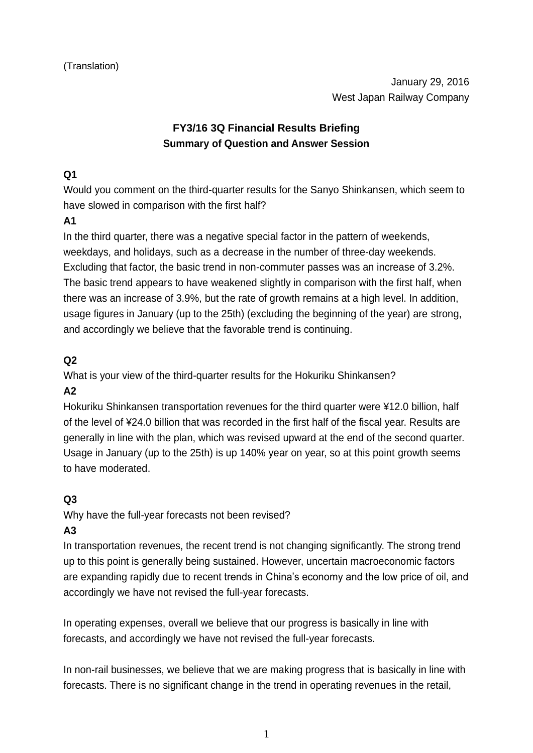(Translation)

January 29, 2016
West Japan Railway Company

**FY3/16 3Q Financial Results Briefing**
**Summary of Question and Answer Session**

**Q1**
Would you comment on the third-quarter results for the Sanyo Shinkansen, which seem to have slowed in comparison with the first half?

**A1**
In the third quarter, there was a negative special factor in the pattern of weekends, weekdays, and holidays, such as a decrease in the number of three-day weekends. Excluding that factor, the basic trend in non-commuter passes was an increase of 3.2%. The basic trend appears to have weakened slightly in comparison with the first half, when there was an increase of 3.9%, but the rate of growth remains at a high level. In addition, usage figures in January (up to the 25th) (excluding the beginning of the year) are strong, and accordingly we believe that the favorable trend is continuing.

**Q2**
What is your view of the third-quarter results for the Hokuriku Shinkansen?

**A2**
Hokuriku Shinkansen transportation revenues for the third quarter were ¥12.0 billion, half of the level of ¥24.0 billion that was recorded in the first half of the fiscal year. Results are generally in line with the plan, which was revised upward at the end of the second quarter. Usage in January (up to the 25th) is up 140% year on year, so at this point growth seems to have moderated.

**Q3**
Why have the full-year forecasts not been revised?

**A3**
In transportation revenues, the recent trend is not changing significantly. The strong trend up to this point is generally being sustained. However, uncertain macroeconomic factors are expanding rapidly due to recent trends in China's economy and the low price of oil, and accordingly we have not revised the full-year forecasts.

In operating expenses, overall we believe that our progress is basically in line with forecasts, and accordingly we have not revised the full-year forecasts.

In non-rail businesses, we believe that we are making progress that is basically in line with forecasts. There is no significant change in the trend in operating revenues in the retail,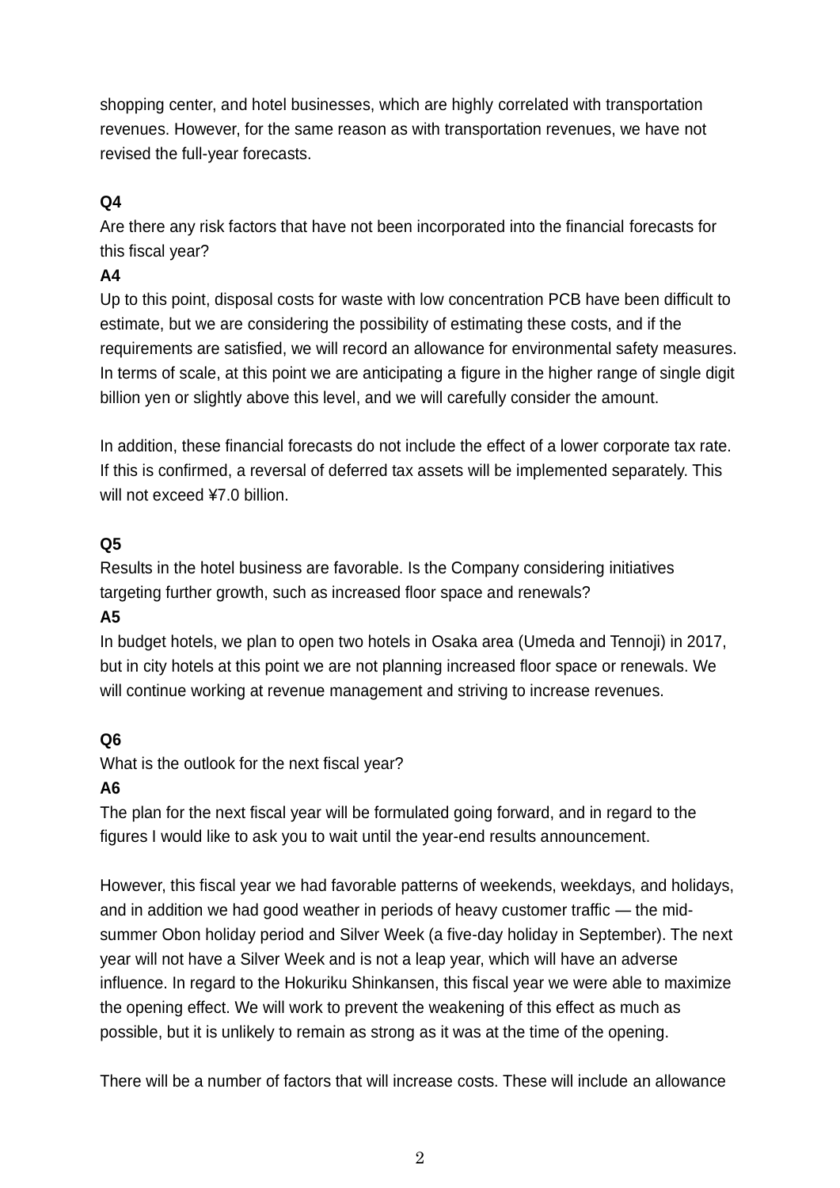shopping center, and hotel businesses, which are highly correlated with transportation revenues. However, for the same reason as with transportation revenues, we have not revised the full-year forecasts.

**Q4**

Are there any risk factors that have not been incorporated into the financial forecasts for this fiscal year?

**A4**

Up to this point, disposal costs for waste with low concentration PCB have been difficult to estimate, but we are considering the possibility of estimating these costs, and if the requirements are satisfied, we will record an allowance for environmental safety measures. In terms of scale, at this point we are anticipating a figure in the higher range of single digit billion yen or slightly above this level, and we will carefully consider the amount.

In addition, these financial forecasts do not include the effect of a lower corporate tax rate. If this is confirmed, a reversal of deferred tax assets will be implemented separately. This will not exceed ¥7.0 billion.

**Q5**

Results in the hotel business are favorable. Is the Company considering initiatives targeting further growth, such as increased floor space and renewals?

**A5**

In budget hotels, we plan to open two hotels in Osaka area (Umeda and Tennoji) in 2017, but in city hotels at this point we are not planning increased floor space or renewals. We will continue working at revenue management and striving to increase revenues.

**Q6**

What is the outlook for the next fiscal year?

**A6**

The plan for the next fiscal year will be formulated going forward, and in regard to the figures I would like to ask you to wait until the year-end results announcement.

However, this fiscal year we had favorable patterns of weekends, weekdays, and holidays, and in addition we had good weather in periods of heavy customer traffic — the mid-summer Obon holiday period and Silver Week (a five-day holiday in September). The next year will not have a Silver Week and is not a leap year, which will have an adverse influence. In regard to the Hokuriku Shinkansen, this fiscal year we were able to maximize the opening effect. We will work to prevent the weakening of this effect as much as possible, but it is unlikely to remain as strong as it was at the time of the opening.

There will be a number of factors that will increase costs. These will include an allowance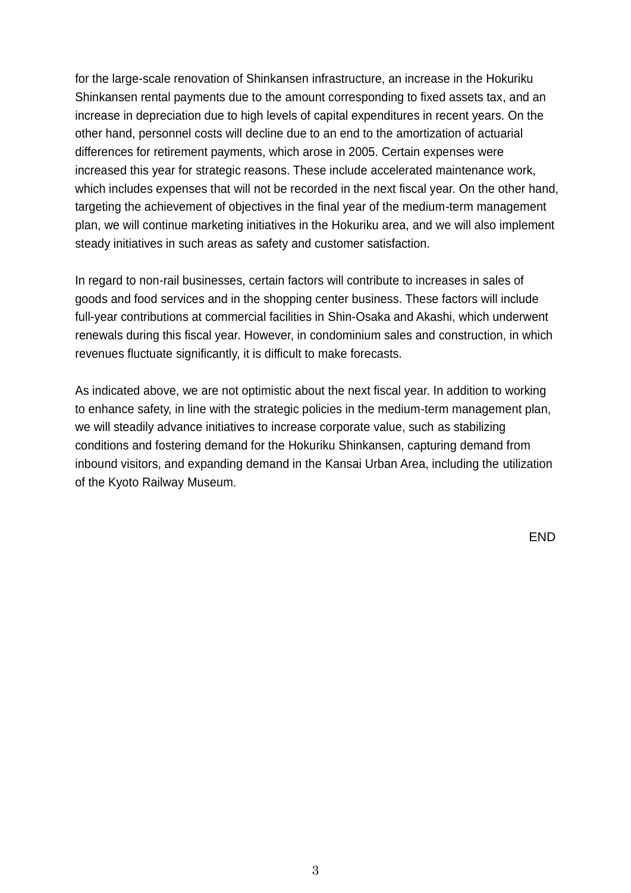for the large-scale renovation of Shinkansen infrastructure, an increase in the Hokuriku Shinkansen rental payments due to the amount corresponding to fixed assets tax, and an increase in depreciation due to high levels of capital expenditures in recent years. On the other hand, personnel costs will decline due to an end to the amortization of actuarial differences for retirement payments, which arose in 2005. Certain expenses were increased this year for strategic reasons. These include accelerated maintenance work, which includes expenses that will not be recorded in the next fiscal year. On the other hand, targeting the achievement of objectives in the final year of the medium-term management plan, we will continue marketing initiatives in the Hokuriku area, and we will also implement steady initiatives in such areas as safety and customer satisfaction.

In regard to non-rail businesses, certain factors will contribute to increases in sales of goods and food services and in the shopping center business. These factors will include full-year contributions at commercial facilities in Shin-Osaka and Akashi, which underwent renewals during this fiscal year. However, in condominium sales and construction, in which revenues fluctuate significantly, it is difficult to make forecasts.

As indicated above, we are not optimistic about the next fiscal year. In addition to working to enhance safety, in line with the strategic policies in the medium-term management plan, we will steadily advance initiatives to increase corporate value, such as stabilizing conditions and fostering demand for the Hokuriku Shinkansen, capturing demand from inbound visitors, and expanding demand in the Kansai Urban Area, including the utilization of the Kyoto Railway Museum.

END